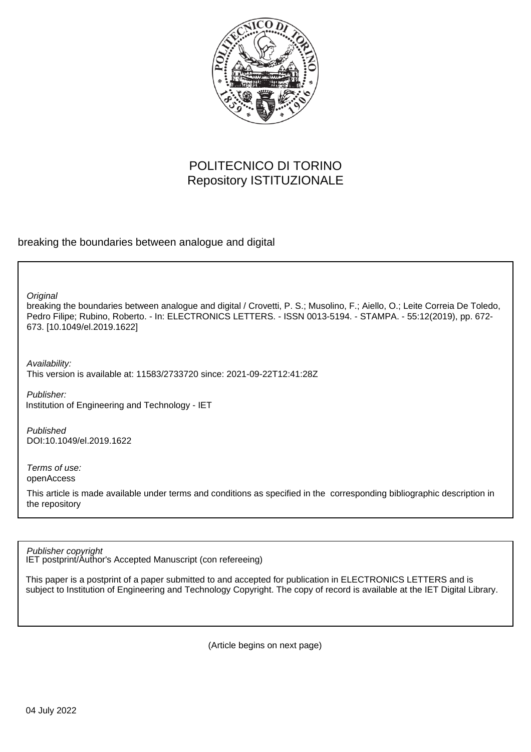POLITECNICO DI TORINO
Repository ISTITUZIONALE

breaking the boundaries between analogue and digital

*Original*
breaking the boundaries between analogue and digital / Crovetti, P. S.; Musolino, F.; Aiello, O.; Leite Correia De Toledo, Pedro Filipe; Rubino, Roberto. - In: ELECTRONICS LETTERS. - ISSN 0013-5194. - STAMPA. - 55:12(2019), pp. 672-673. [10.1049/el.2019.1622]

*Availability:*
This version is available at: 11583/2733720 since: 2021-09-22T12:41:28Z

*Publisher:*
Institution of Engineering and Technology - IET

*Published*
DOI:10.1049/el.2019.1622

*Terms of use:*
openAccess

This article is made available under terms and conditions as specified in the corresponding bibliographic description in the repository

*Publisher copyright*
IET postprint/Author's Accepted Manuscript (con refereeing)

This paper is a postprint of a paper submitted to and accepted for publication in ELECTRONICS LETTERS and is subject to Institution of Engineering and Technology Copyright. The copy of record is available at the IET Digital Library.

(Article begins on next page)

04 July 2022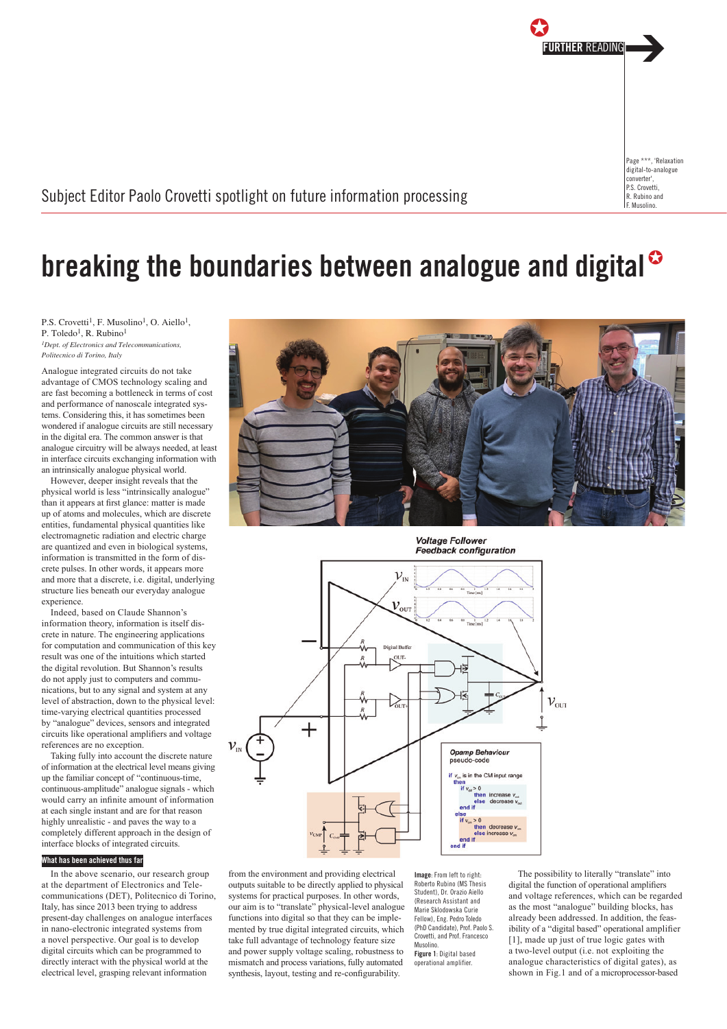FURTHER READING

Page ***, 'Relaxation digital-to-analogue converter', P.S. Crovetti, R. Rubino and F. Musolino.

Subject Editor Paolo Crovetti spotlight on future information processing

# breaking the boundaries between analogue and digital

P.S. Crovetti[1], F. Musolino[1], O. Aiello[1], P. Toledo[1], R. Rubino[1]

*[1]Dept. of Electronics and Telecommunications, Politecnico di Torino, Italy*

Analogue integrated circuits do not take advantage of CMOS technology scaling and are fast becoming a bottleneck in terms of cost and performance of nanoscale integrated systems. Considering this, it has sometimes been wondered if analogue circuits are still necessary in the digital era. The common answer is that analogue circuitry will be always needed, at least in interface circuits exchanging information with an intrinsically analogue physical world.

However, deeper insight reveals that the physical world is less "intrinsically analogue" than it appears at first glance: matter is made up of atoms and molecules, which are discrete entities, fundamental physical quantities like electromagnetic radiation and electric charge are quantized and even in biological systems, information is transmitted in the form of discrete pulses. In other words, it appears more and more that a discrete, i.e. digital, underlying structure lies beneath our everyday analogue experience.

Indeed, based on Claude Shannon's information theory, information is itself discrete in nature. The engineering applications for computation and communication of this key result was one of the intuitions which started the digital revolution. But Shannon's results do not apply just to computers and communications, but to any signal and system at any level of abstraction, down to the physical level: time-varying electrical quantities processed by "analogue" devices, sensors and integrated circuits like operational amplifiers and voltage references are no exception.

Taking fully into account the discrete nature of information at the electrical level means giving up the familiar concept of "continuous-time, continuous-amplitude" analogue signals - which would carry an infinite amount of information at each single instant and are for that reason highly unrealistic - and paves the way to a completely different approach in the design of interface blocks of integrated circuits.

## What has been achieved thus far

In the above scenario, our research group at the department of Electronics and Telecommunications (DET), Politecnico di Torino, Italy, has since 2013 been trying to address present-day challenges on analogue interfaces in nano-electronic integrated systems from a novel perspective. Our goal is to develop digital circuits which can be programmed to directly interact with the physical world at the electrical level, grasping relevant information from the environment and providing electrical outputs suitable to be directly applied to physical systems for practical purposes. In other words, our aim is to "translate" physical-level analogue functions into digital so that they can be implemented by true digital integrated circuits, which take full advantage of technology feature size and power supply voltage scaling, robustness to mismatch and process variations, fully automated synthesis, layout, testing and re-configurability.

**Image**: From left to right: Roberto Rubino (MS Thesis Student), Dr. Orazio Aiello (Research Assistant and Marie Sklodowska Curie Fellow), Eng. Pedro Toledo (PhD Candidate), Prof. Paolo S. Crovetti, and Prof. Francesco Musolino.

**Figure 1**: Digital based operational amplifier.

The possibility to literally "translate" into digital the function of operational amplifiers and voltage references, which can be regarded as the most "analogue" building blocks, has already been addressed. In addition, the feasibility of a "digital based" operational amplifier [1], made up just of true logic gates with a two-level output (i.e. not exploiting the analogue characteristics of digital gates), as shown in Fig.1 and of a microprocessor-based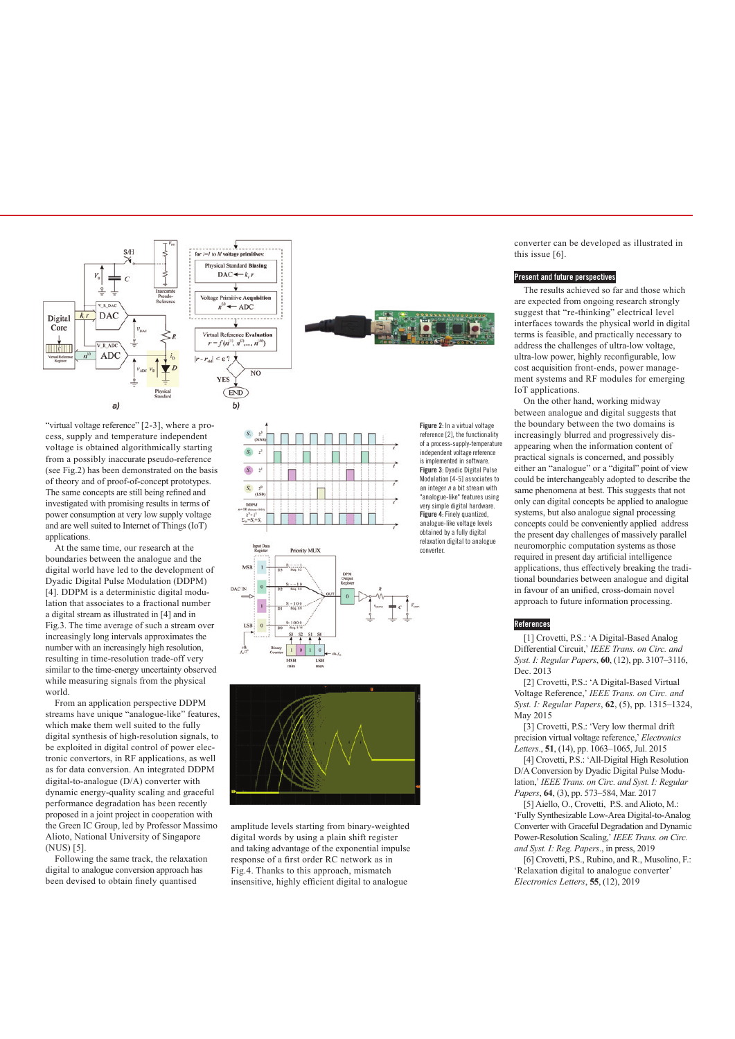"virtual voltage reference" [2-3], where a process, supply and temperature independent voltage is obtained algorithmically starting from a possibly inaccurate pseudo-reference (see Fig.2) has been demonstrated on the basis of theory and of proof-of-concept prototypes. The same concepts are still being refined and investigated with promising results in terms of power consumption at very low supply voltage and are well suited to Internet of Things (IoT) applications.

At the same time, our research at the boundaries between the analogue and the digital world have led to the development of Dyadic Digital Pulse Modulation (DDPM) [4]. DDPM is a deterministic digital modulation that associates to a fractional number a digital stream as illustrated in [4] and in Fig.3. The time average of such a stream over increasingly long intervals approximates the number with an increasingly high resolution, resulting in time-resolution trade-off very similar to the time-energy uncertainty observed while measuring signals from the physical world.

From an application perspective DDPM streams have unique "analogue-like" features, which make them well suited to the fully digital synthesis of high-resolution signals, to be exploited in digital control of power electronic converters, in RF applications, as well as for data conversion. An integrated DDPM digital-to-analogue (D/A) converter with dynamic energy-quality scaling and graceful performance degradation has been recently proposed in a joint project in cooperation with the Green IC Group, led by Professor Massimo Alioto, National University of Singapore (NUS) [5].

Following the same track, the relaxation digital to analogue conversion approach has been devised to obtain finely quantised amplitude levels starting from binary-weighted digital words by using a plain shift register and taking advantage of the exponential impulse response of a first order RC network as in Fig.4. Thanks to this approach, mismatch insensitive, highly efficient digital to analogue converter can be developed as illustrated in this issue [6].

**Figure 2**: In a virtual voltage reference [2], the functionality of a process-supply-temperature independent voltage reference is implemented in software.

**Figure 3**: Dyadic Digital Pulse Modulation [4-5] associates to an integer $n$ a bit stream with "analogue-like" features using very simple digital hardware.

**Figure 4**: Finely quantized, analogue-like voltage levels obtained by a fully digital relaxation digital to analogue converter.

## Present and future perspectives

The results achieved so far and those which are expected from ongoing research strongly suggest that "re-thinking" electrical level interfaces towards the physical world in digital terms is feasible, and practically necessary to address the challenges of ultra-low voltage, ultra-low power, highly reconfigurable, low cost acquisition front-ends, power management systems and RF modules for emerging IoT applications.

On the other hand, working midway between analogue and digital suggests that the boundary between the two domains is increasingly blurred and progressively disappearing when the information content of practical signals is concerned, and possibly either an "analogue" or a "digital" point of view could be interchangeably adopted to describe the same phenomena at best. This suggests that not only can digital concepts be applied to analogue systems, but also analogue signal processing concepts could be conveniently applied address the present day challenges of massively parallel neuromorphic computation systems as those required in present day artificial intelligence applications, thus effectively breaking the traditional boundaries between analogue and digital in favour of an unified, cross-domain novel approach to future information processing.

## References

[1] Crovetti, P.S.: 'A Digital-Based Analog Differential Circuit,' *IEEE Trans. on Circ. and Syst. I: Regular Papers*, **60**, (12), pp. 3107–3116, Dec. 2013

[2] Crovetti, P.S.: 'A Digital-Based Virtual Voltage Reference,' *IEEE Trans. on Circ. and Syst. I: Regular Papers*, **62**, (5), pp. 1315–1324, May 2015

[3] Crovetti, P.S.: 'Very low thermal drift precision virtual voltage reference,' *Electronics Letters*, **51**, (14), pp. 1063–1065, Jul. 2015

[4] Crovetti, P.S.: 'All-Digital High Resolution D/A Conversion by Dyadic Digital Pulse Modulation,' *IEEE Trans. on Circ. and Syst. I: Regular Papers*, **64**, (3), pp. 573–584, Mar. 2017

[5] Aiello, O., Crovetti, P.S. and Alioto, M.: 'Fully Synthesizable Low-Area Digital-to-Analog Converter with Graceful Degradation and Dynamic Power-Resolution Scaling,' *IEEE Trans. on Circ. and Syst. I: Reg. Papers*., in press, 2019

[6] Crovetti, P.S., Rubino, and R., Musolino, F.: 'Relaxation digital to analogue converter' *Electronics Letters*, **55**, (12), 2019